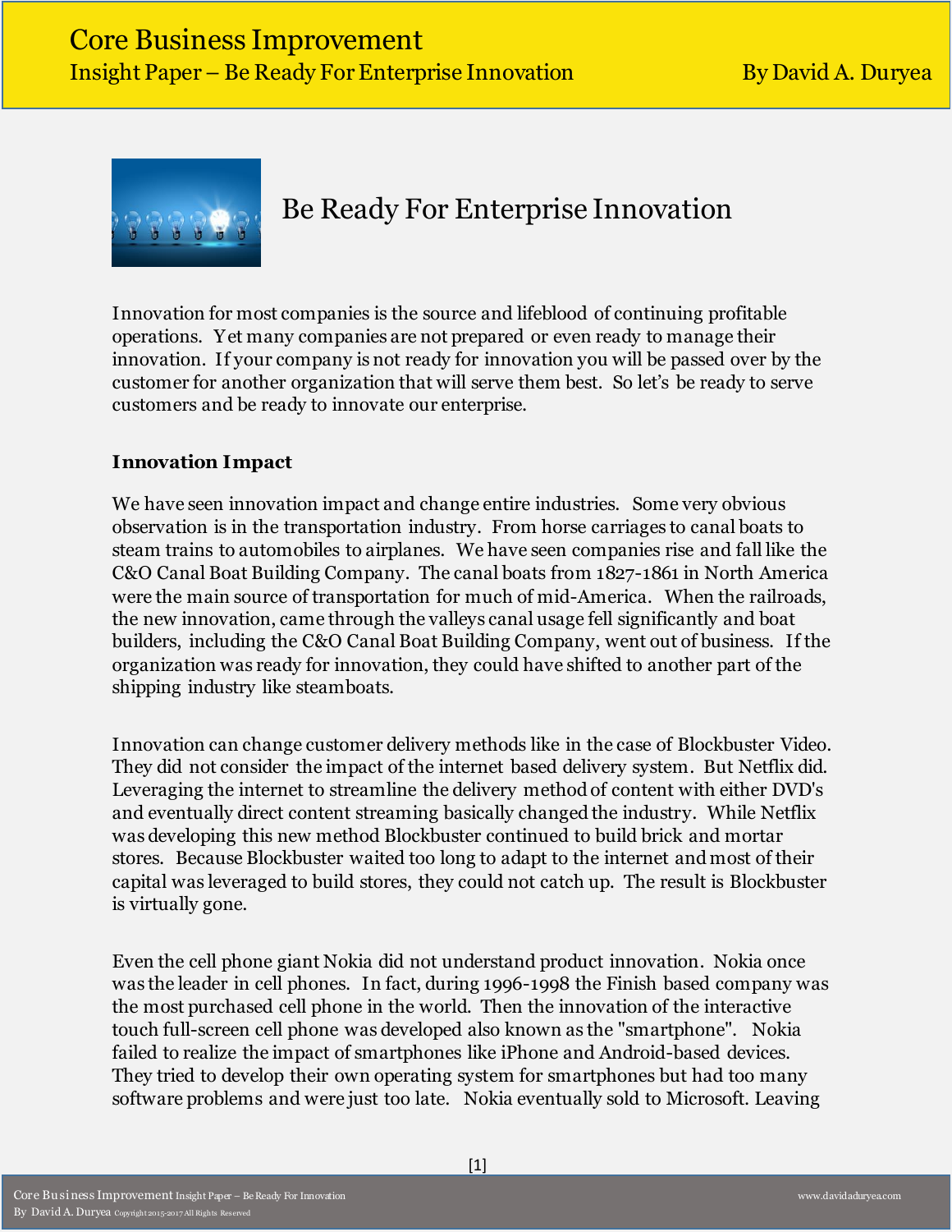# Be Ready For Enterprise Innovation

Innovation for most companies is the source and lifeblood of continuing profitable operations. Yet many companies are not prepared or even ready to manage their innovation. If your company is not ready for innovation you will be passed over by the customer for another organization that will serve them best. So let's be ready to serve customers and be ready to innovate our enterprise.

## Innovation Impact

We have seen innovation impact and change entire industries. Some very obvious observation is in the transportation industry. From horse carriages to canal boats to steam trains to automobiles to airplanes. We have seen companies rise and fall like the C&O Canal Boat Building Company. The canal boats from 1827-1861 in North America were the main source of transportation for much of mid-America. When the railroads, the new innovation, came through the valleys canal usage fell significantly and boat builders, including the C&O Canal Boat Building Company, went out of business. If the organization was ready for innovation, they could have shifted to another part of the shipping industry like steamboats.

Innovation can change customer delivery methods like in the case of Blockbuster Video. They did not consider the impact of the internet based delivery system. But Netflix did. Leveraging the internet to streamline the delivery method of content with either DVD's and eventually direct content streaming basically changed the industry. While Netflix was developing this new method Blockbuster continued to build brick and mortar stores. Because Blockbuster waited too long to adapt to the internet and most of their capital was leveraged to build stores, they could not catch up. The result is Blockbuster is virtually gone.

Even the cell phone giant Nokia did not understand product innovation. Nokia once was the leader in cell phones. In fact, during 1996-1998 the Finish based company was the most purchased cell phone in the world. Then the innovation of the interactive touch full-screen cell phone was developed also known as the "smartphone". Nokia failed to realize the impact of smartphones like iPhone and Android-based devices. They tried to develop their own operating system for smartphones but had too many software problems and were just too late. Nokia eventually sold to Microsoft. Leaving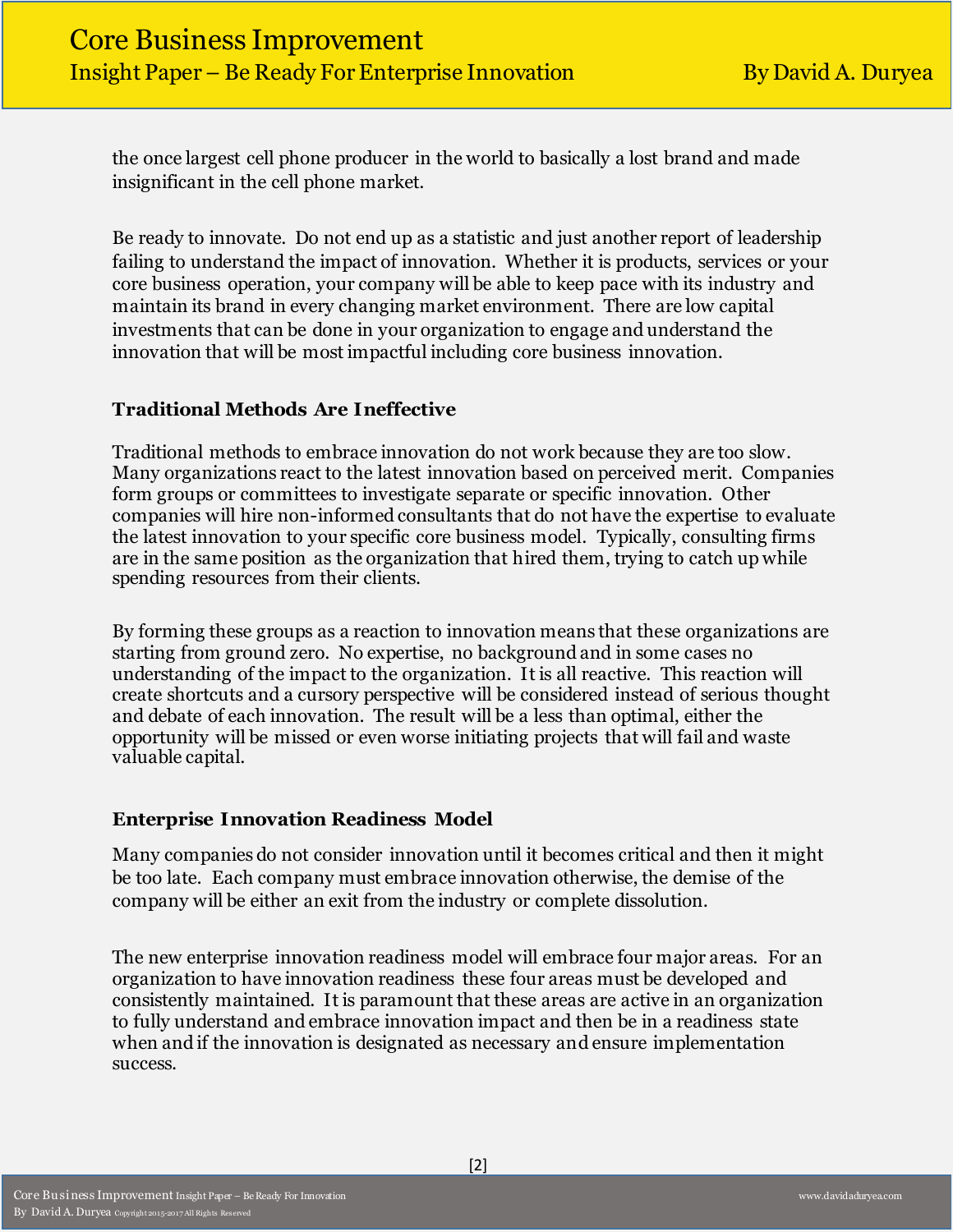the once largest cell phone producer in the world to basically a lost brand and made insignificant in the cell phone market.

Be ready to innovate. Do not end up as a statistic and just another report of leadership failing to understand the impact of innovation. Whether it is products, services or your core business operation, your company will be able to keep pace with its industry and maintain its brand in every changing market environment. There are low capital investments that can be done in your organization to engage and understand the innovation that will be most impactful including core business innovation.

### Traditional Methods Are Ineffective

Traditional methods to embrace innovation do not work because they are too slow. Many organizations react to the latest innovation based on perceived merit. Companies form groups or committees to investigate separate or specific innovation. Other companies will hire non-informed consultants that do not have the expertise to evaluate the latest innovation to your specific core business model. Typically, consulting firms are in the same position as the organization that hired them, trying to catch up while spending resources from their clients.

By forming these groups as a reaction to innovation means that these organizations are starting from ground zero. No expertise, no background and in some cases no understanding of the impact to the organization. It is all reactive. This reaction will create shortcuts and a cursory perspective will be considered instead of serious thought and debate of each innovation. The result will be a less than optimal, either the opportunity will be missed or even worse initiating projects that will fail and waste valuable capital.

### Enterprise Innovation Readiness Model

Many companies do not consider innovation until it becomes critical and then it might be too late. Each company must embrace innovation otherwise, the demise of the company will be either an exit from the industry or complete dissolution.

The new enterprise innovation readiness model will embrace four major areas. For an organization to have innovation readiness these four areas must be developed and consistently maintained. It is paramount that these areas are active in an organization to fully understand and embrace innovation impact and then be in a readiness state when and if the innovation is designated as necessary and ensure implementation success.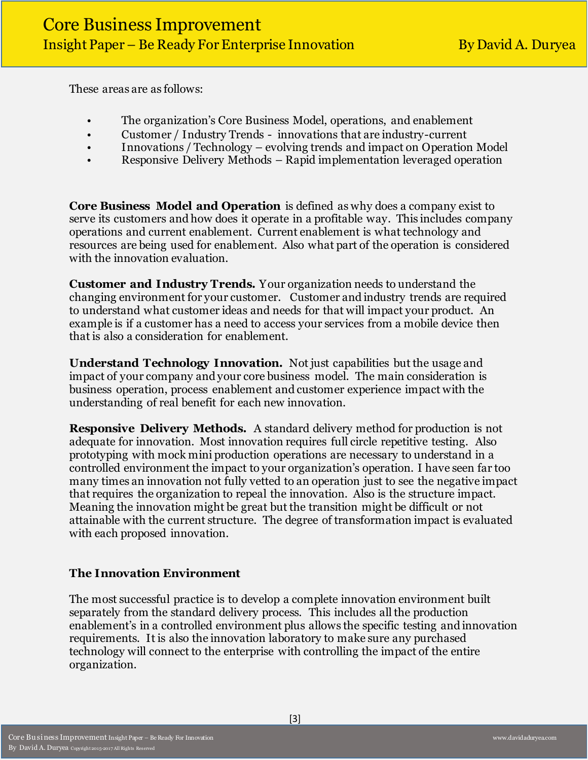These areas are as follows:

- The organization's Core Business Model, operations, and enablement
- Customer / Industry Trends - innovations that are industry-current
- Innovations / Technology – evolving trends and impact on Operation Model
- Responsive Delivery Methods – Rapid implementation leveraged operation

**Core Business Model and Operation** is defined as why does a company exist to serve its customers and how does it operate in a profitable way. This includes company operations and current enablement. Current enablement is what technology and resources are being used for enablement. Also what part of the operation is considered with the innovation evaluation.

**Customer and Industry Trends.** Your organization needs to understand the changing environment for your customer. Customer and industry trends are required to understand what customer ideas and needs for that will impact your product. An example is if a customer has a need to access your services from a mobile device then that is also a consideration for enablement.

**Understand Technology Innovation.** Not just capabilities but the usage and impact of your company and your core business model. The main consideration is business operation, process enablement and customer experience impact with the understanding of real benefit for each new innovation.

**Responsive Delivery Methods.** A standard delivery method for production is not adequate for innovation. Most innovation requires full circle repetitive testing. Also prototyping with mock mini production operations are necessary to understand in a controlled environment the impact to your organization's operation. I have seen far too many times an innovation not fully vetted to an operation just to see the negative impact that requires the organization to repeal the innovation. Also is the structure impact. Meaning the innovation might be great but the transition might be difficult or not attainable with the current structure. The degree of transformation impact is evaluated with each proposed innovation.

### The Innovation Environment

The most successful practice is to develop a complete innovation environment built separately from the standard delivery process. This includes all the production enablement's in a controlled environment plus allows the specific testing and innovation requirements. It is also the innovation laboratory to make sure any purchased technology will connect to the enterprise with controlling the impact of the entire organization.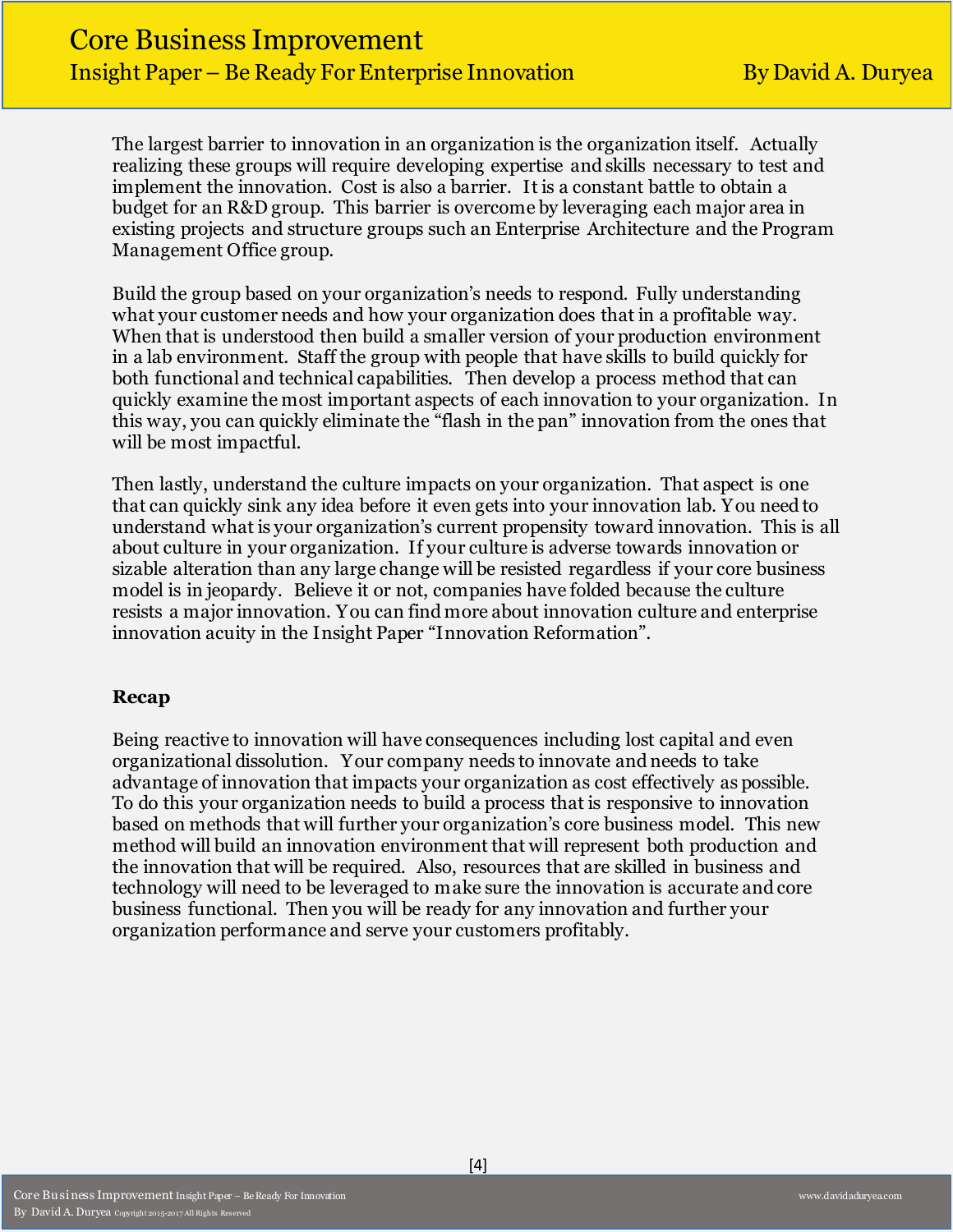The largest barrier to innovation in an organization is the organization itself. Actually realizing these groups will require developing expertise and skills necessary to test and implement the innovation. Cost is also a barrier. It is a constant battle to obtain a budget for an R&D group. This barrier is overcome by leveraging each major area in existing projects and structure groups such an Enterprise Architecture and the Program Management Office group.

Build the group based on your organization's needs to respond. Fully understanding what your customer needs and how your organization does that in a profitable way. When that is understood then build a smaller version of your production environment in a lab environment. Staff the group with people that have skills to build quickly for both functional and technical capabilities. Then develop a process method that can quickly examine the most important aspects of each innovation to your organization. In this way, you can quickly eliminate the "flash in the pan" innovation from the ones that will be most impactful.

Then lastly, understand the culture impacts on your organization. That aspect is one that can quickly sink any idea before it even gets into your innovation lab. You need to understand what is your organization's current propensity toward innovation. This is all about culture in your organization. If your culture is adverse towards innovation or sizable alteration than any large change will be resisted regardless if your core business model is in jeopardy. Believe it or not, companies have folded because the culture resists a major innovation. You can find more about innovation culture and enterprise innovation acuity in the Insight Paper "Innovation Reformation".

**Recap**

Being reactive to innovation will have consequences including lost capital and even organizational dissolution. Your company needs to innovate and needs to take advantage of innovation that impacts your organization as cost effectively as possible. To do this your organization needs to build a process that is responsive to innovation based on methods that will further your organization's core business model. This new method will build an innovation environment that will represent both production and the innovation that will be required. Also, resources that are skilled in business and technology will need to be leveraged to make sure the innovation is accurate and core business functional. Then you will be ready for any innovation and further your organization performance and serve your customers profitably.